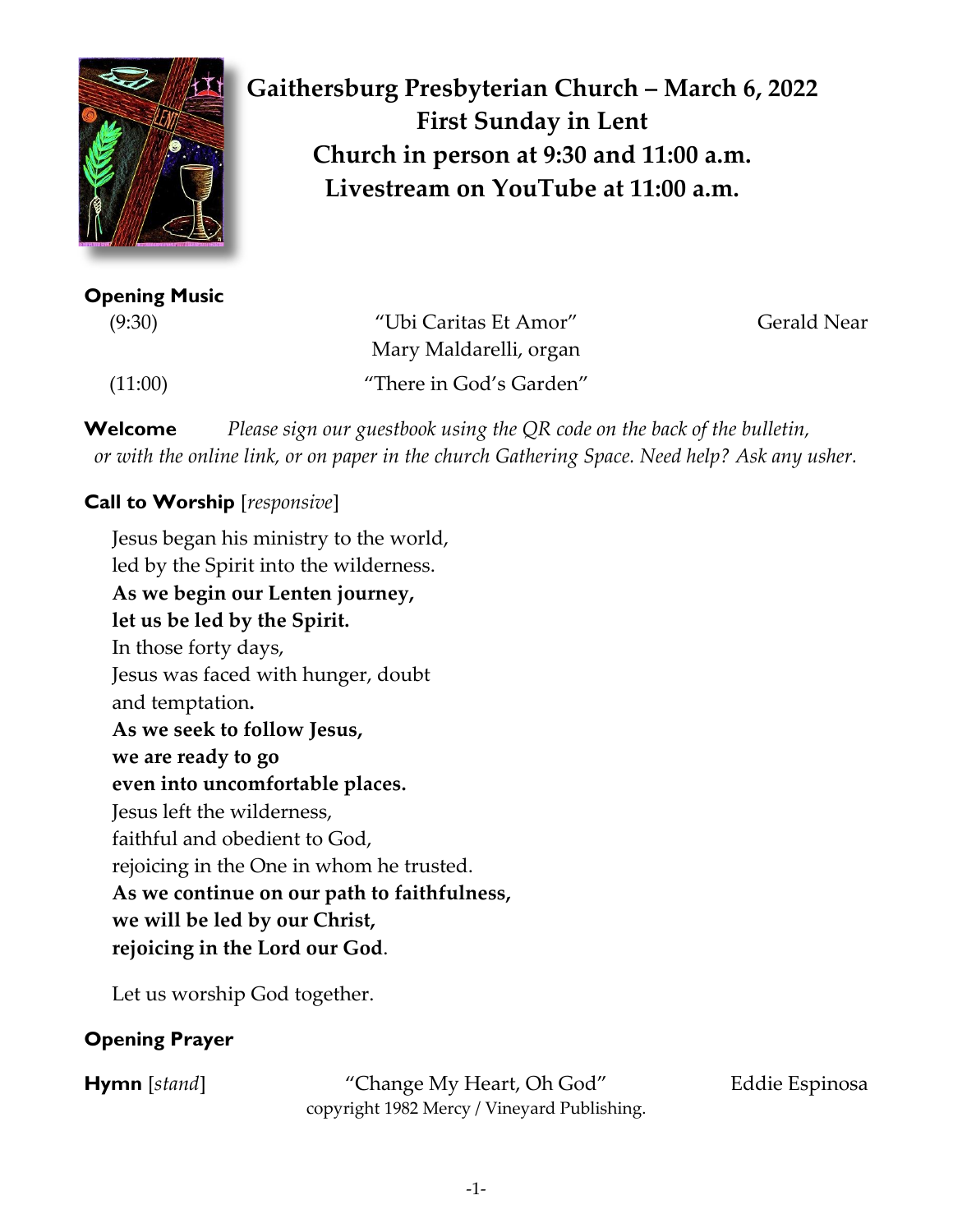# Gaithersburg Presbyterian Church – March 6, 2022
## First Sunday in Lent
## Church in person at 9:30 and 11:00 a.m.
## Livestream on YouTube at 11:00 a.m.

**Opening Music**

(9:30) "Ubi Caritas Et Amor" Gerald Near
Mary Maldarelli, organ

(11:00) "There in God's Garden"

**Welcome** *Please sign our guestbook using the QR code on the back of the bulletin, or with the online link, or on paper in the church Gathering Space. Need help? Ask any usher.*

**Call to Worship** [*responsive*]

Jesus began his ministry to the world,
led by the Spirit into the wilderness.
**As we begin our Lenten journey,**
**let us be led by the Spirit.**
In those forty days,
Jesus was faced with hunger, doubt
and temptation.
**As we seek to follow Jesus,**
**we are ready to go**
**even into uncomfortable places.**
Jesus left the wilderness,
faithful and obedient to God,
rejoicing in the One in whom he trusted.
**As we continue on our path to faithfulness,**
**we will be led by our Christ,**
**rejoicing in the Lord our God**.

Let us worship God together.

**Opening Prayer**

**Hymn** [*stand*] "Change My Heart, Oh God" Eddie Espinosa
copyright 1982 Mercy / Vineyard Publishing.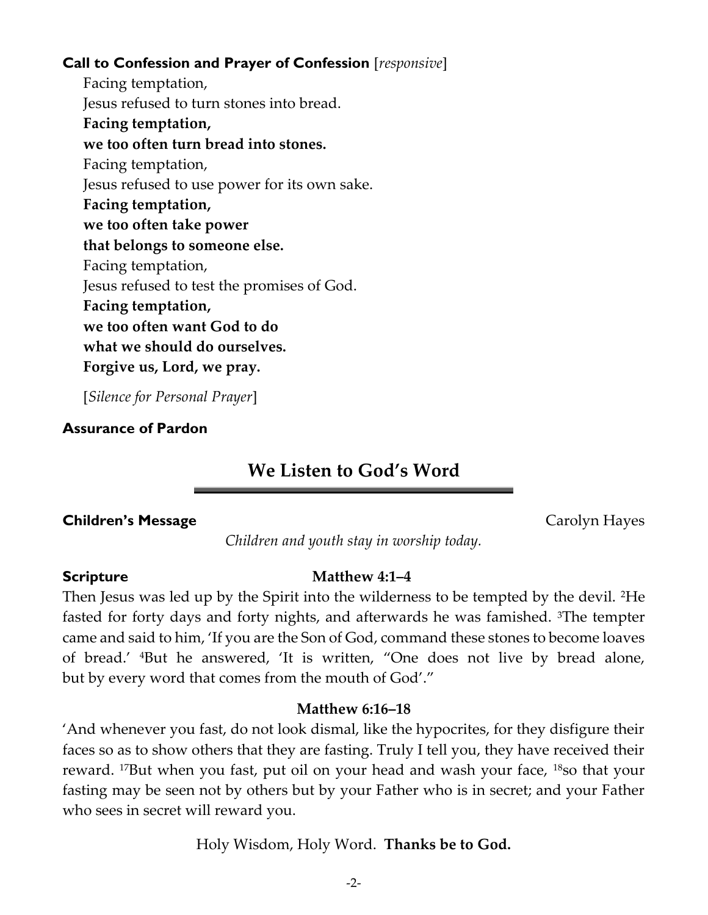**Call to Confession and Prayer of Confession** [*responsive*]

Facing temptation,
Jesus refused to turn stones into bread.
**Facing temptation,**
**we too often turn bread into stones.**
Facing temptation,
Jesus refused to use power for its own sake.
**Facing temptation,**
**we too often take power**
**that belongs to someone else.**
Facing temptation,
Jesus refused to test the promises of God.
**Facing temptation,**
**we too often want God to do**
**what we should do ourselves.**
**Forgive us, Lord, we pray.**

[*Silence for Personal Prayer*]

**Assurance of Pardon**

## We Listen to God's Word

**Children's Message** Carolyn Hayes

*Children and youth stay in worship today.*

**Scripture** **Matthew 4:1–4**

Then Jesus was led up by the Spirit into the wilderness to be tempted by the devil. [2]He fasted for forty days and forty nights, and afterwards he was famished. [3]The tempter came and said to him, 'If you are the Son of God, command these stones to become loaves of bread.' [4]But he answered, 'It is written, "One does not live by bread alone, but by every word that comes from the mouth of God'."

**Matthew 6:16–18**

'And whenever you fast, do not look dismal, like the hypocrites, for they disfigure their faces so as to show others that they are fasting. Truly I tell you, they have received their reward. [17]But when you fast, put oil on your head and wash your face, [18]so that your fasting may be seen not by others but by your Father who is in secret; and your Father who sees in secret will reward you.

Holy Wisdom, Holy Word. **Thanks be to God.**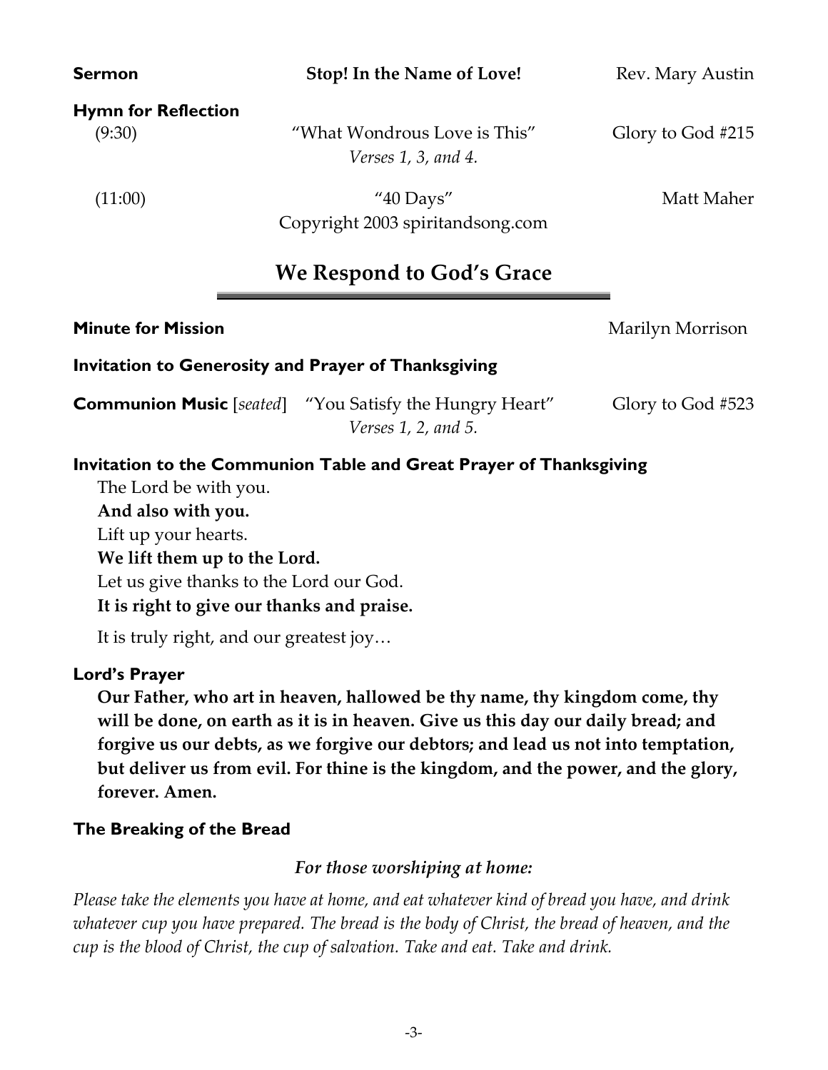**Sermon** — **Stop! In the Name of Love!** — Rev. Mary Austin

**Hymn for Reflection**

(9:30) "What Wondrous Love is This" — Glory to God #215
*Verses 1, 3, and 4.*

(11:00) "40 Days" — Matt Maher
Copyright 2003 spiritandsong.com

## We Respond to God's Grace

**Minute for Mission** — Marilyn Morrison

**Invitation to Generosity and Prayer of Thanksgiving**

**Communion Music** [*seated*] "You Satisfy the Hungry Heart" — Glory to God #523
*Verses 1, 2, and 5.*

**Invitation to the Communion Table and Great Prayer of Thanksgiving**

The Lord be with you.
**And also with you.**
Lift up your hearts.
**We lift them up to the Lord.**
Let us give thanks to the Lord our God.
**It is right to give our thanks and praise.**

It is truly right, and our greatest joy…

**Lord's Prayer**

**Our Father, who art in heaven, hallowed be thy name, thy kingdom come, thy will be done, on earth as it is in heaven. Give us this day our daily bread; and forgive us our debts, as we forgive our debtors; and lead us not into temptation, but deliver us from evil. For thine is the kingdom, and the power, and the glory, forever. Amen.**

**The Breaking of the Bread**

***For those worshiping at home:***

*Please take the elements you have at home, and eat whatever kind of bread you have, and drink whatever cup you have prepared. The bread is the body of Christ, the bread of heaven, and the cup is the blood of Christ, the cup of salvation. Take and eat. Take and drink.*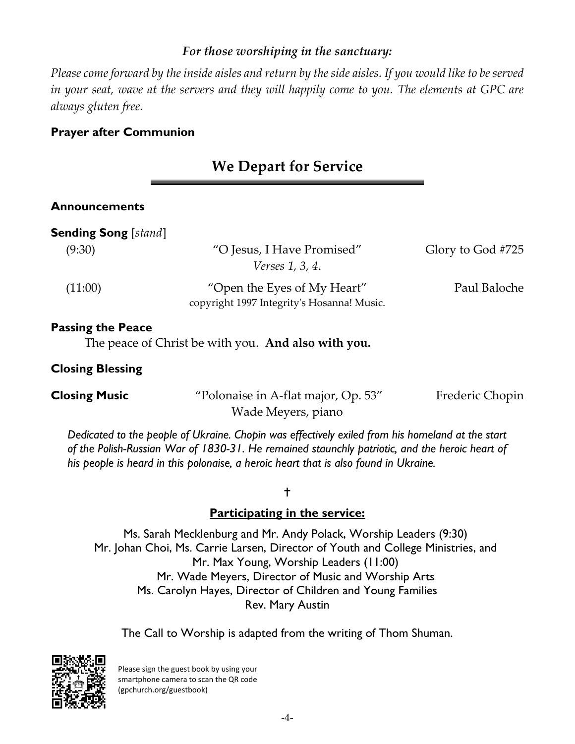*For those worshiping in the sanctuary:*

*Please come forward by the inside aisles and return by the side aisles. If you would like to be served in your seat, wave at the servers and they will happily come to you. The elements at GPC are always gluten free.*

**Prayer after Communion**

## We Depart for Service

**Announcements**

**Sending Song** [*stand*]

(9:30) "O Jesus, I Have Promised" Glory to God #725
*Verses 1, 3, 4.*

(11:00) "Open the Eyes of My Heart" Paul Baloche
copyright 1997 Integrity's Hosanna! Music.

**Passing the Peace**

The peace of Christ be with you. **And also with you.**

**Closing Blessing**

**Closing Music** "Polonaise in A-flat major, Op. 53" Frederic Chopin
Wade Meyers, piano

*Dedicated to the people of Ukraine. Chopin was effectively exiled from his homeland at the start of the Polish-Russian War of 1830-31. He remained staunchly patriotic, and the heroic heart of his people is heard in this polonaise, a heroic heart that is also found in Ukraine.*

†

**Participating in the service:**

Ms. Sarah Mecklenburg and Mr. Andy Polack, Worship Leaders (9:30)
Mr. Johan Choi, Ms. Carrie Larsen, Director of Youth and College Ministries, and Mr. Max Young, Worship Leaders (11:00)
Mr. Wade Meyers, Director of Music and Worship Arts
Ms. Carolyn Hayes, Director of Children and Young Families
Rev. Mary Austin

The Call to Worship is adapted from the writing of Thom Shuman.

Please sign the guest book by using your smartphone camera to scan the QR code (gpchurch.org/guestbook)